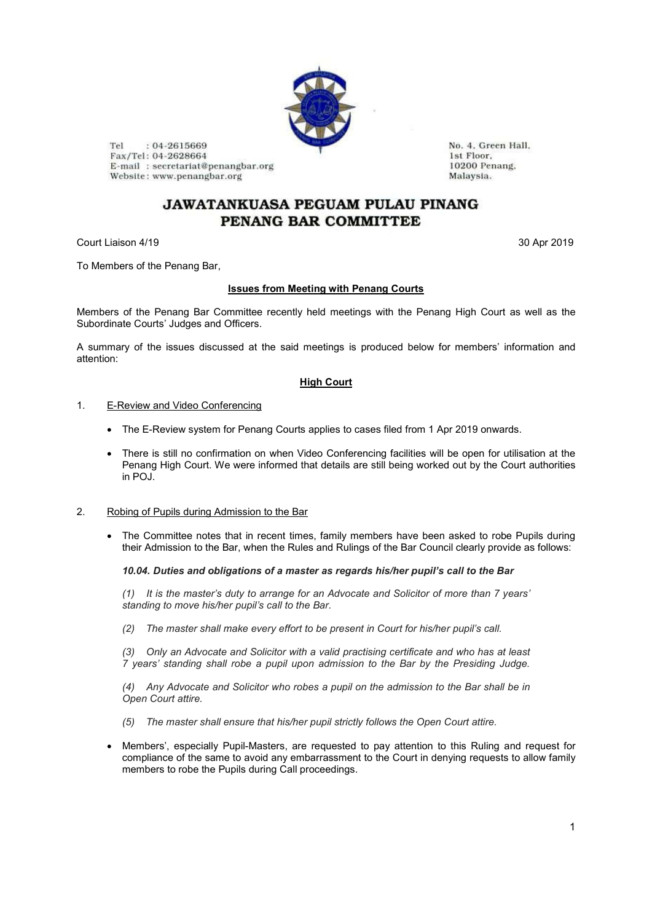Tel : 04-2615669
Fax/Tel : 04-2628664
E-mail : secretariat@penangbar.org
Website : www.penangbar.org

No. 4, Green Hall,
1st Floor,
10200 Penang,
Malaysia.

# JAWATANKUASA PEGUAM PULAU PINANG
# PENANG BAR COMMITTEE

Court Liaison 4/19 30 Apr 2019

To Members of the Penang Bar,

**Issues from Meeting with Penang Courts**

Members of the Penang Bar Committee recently held meetings with the Penang High Court as well as the Subordinate Courts' Judges and Officers.

A summary of the issues discussed at the said meetings is produced below for members' information and attention:

## High Court

1. E-Review and Video Conferencing

- The E-Review system for Penang Courts applies to cases filed from 1 Apr 2019 onwards.
- There is still no confirmation on when Video Conferencing facilities will be open for utilisation at the Penang High Court. We were informed that details are still being worked out by the Court authorities in POJ.

2. Robing of Pupils during Admission to the Bar

- The Committee notes that in recent times, family members have been asked to robe Pupils during their Admission to the Bar, when the Rules and Rulings of the Bar Council clearly provide as follows:

***10.04. Duties and obligations of a master as regards his/her pupil's call to the Bar***

*(1) It is the master's duty to arrange for an Advocate and Solicitor of more than 7 years' standing to move his/her pupil's call to the Bar.*

*(2) The master shall make every effort to be present in Court for his/her pupil's call.*

*(3) Only an Advocate and Solicitor with a valid practising certificate and who has at least 7 years' standing shall robe a pupil upon admission to the Bar by the Presiding Judge.*

*(4) Any Advocate and Solicitor who robes a pupil on the admission to the Bar shall be in Open Court attire.*

*(5) The master shall ensure that his/her pupil strictly follows the Open Court attire.*

- Members', especially Pupil-Masters, are requested to pay attention to this Ruling and request for compliance of the same to avoid any embarrassment to the Court in denying requests to allow family members to robe the Pupils during Call proceedings.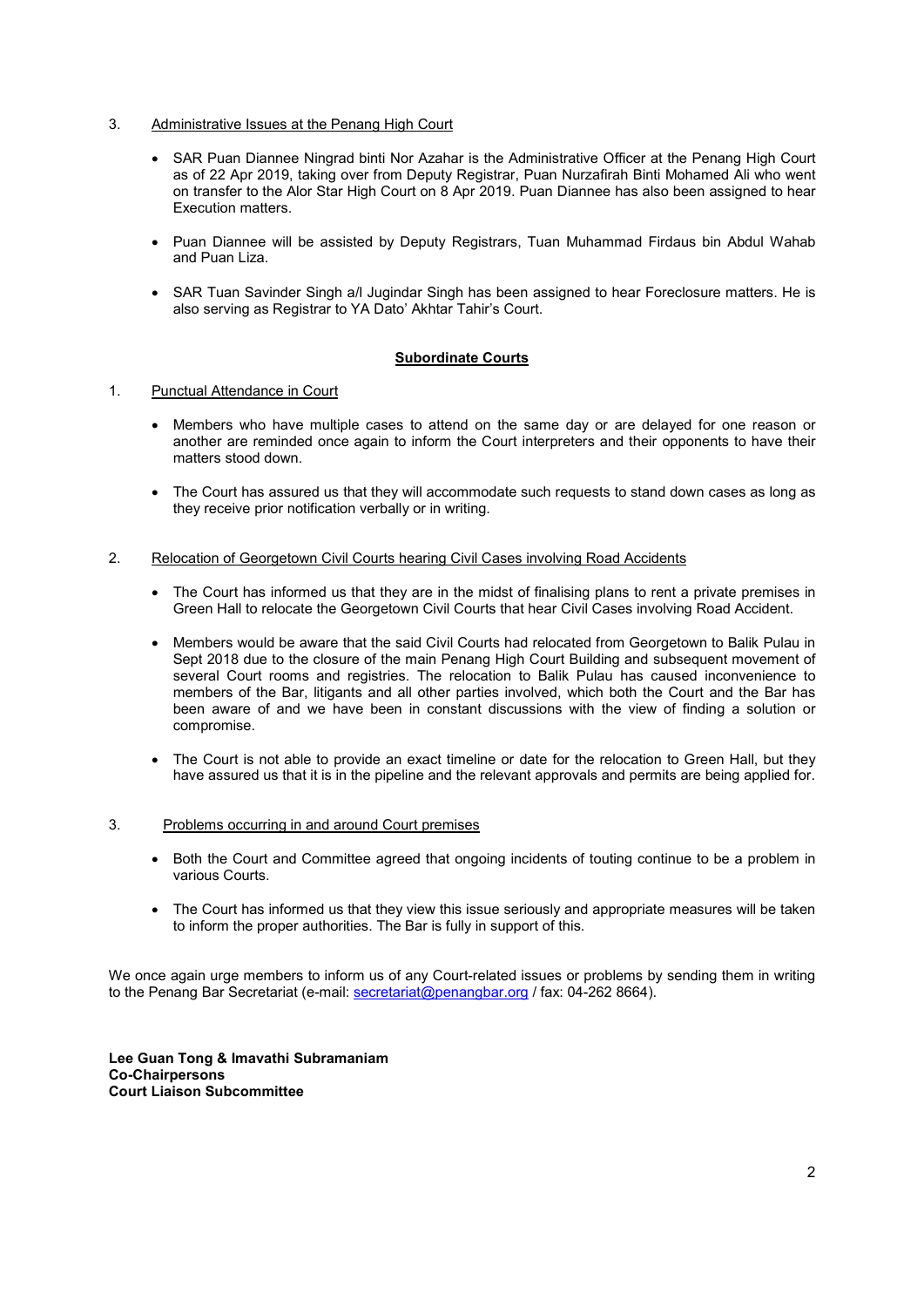3. Administrative Issues at the Penang High Court

- SAR Puan Diannee Ningrad binti Nor Azahar is the Administrative Officer at the Penang High Court as of 22 Apr 2019, taking over from Deputy Registrar, Puan Nurzafirah Binti Mohamed Ali who went on transfer to the Alor Star High Court on 8 Apr 2019. Puan Diannee has also been assigned to hear Execution matters.
- Puan Diannee will be assisted by Deputy Registrars, Tuan Muhammad Firdaus bin Abdul Wahab and Puan Liza.
- SAR Tuan Savinder Singh a/l Jugindar Singh has been assigned to hear Foreclosure matters. He is also serving as Registrar to YA Dato' Akhtar Tahir's Court.

## Subordinate Courts

1. Punctual Attendance in Court

- Members who have multiple cases to attend on the same day or are delayed for one reason or another are reminded once again to inform the Court interpreters and their opponents to have their matters stood down.
- The Court has assured us that they will accommodate such requests to stand down cases as long as they receive prior notification verbally or in writing.

2. Relocation of Georgetown Civil Courts hearing Civil Cases involving Road Accidents

- The Court has informed us that they are in the midst of finalising plans to rent a private premises in Green Hall to relocate the Georgetown Civil Courts that hear Civil Cases involving Road Accident.
- Members would be aware that the said Civil Courts had relocated from Georgetown to Balik Pulau in Sept 2018 due to the closure of the main Penang High Court Building and subsequent movement of several Court rooms and registries. The relocation to Balik Pulau has caused inconvenience to members of the Bar, litigants and all other parties involved, which both the Court and the Bar has been aware of and we have been in constant discussions with the view of finding a solution or compromise.
- The Court is not able to provide an exact timeline or date for the relocation to Green Hall, but they have assured us that it is in the pipeline and the relevant approvals and permits are being applied for.

3. Problems occurring in and around Court premises

- Both the Court and Committee agreed that ongoing incidents of touting continue to be a problem in various Courts.
- The Court has informed us that they view this issue seriously and appropriate measures will be taken to inform the proper authorities. The Bar is fully in support of this.

We once again urge members to inform us of any Court-related issues or problems by sending them in writing to the Penang Bar Secretariat (e-mail: secretariat@penangbar.org / fax: 04-262 8664).

**Lee Guan Tong & Imavathi Subramaniam**
**Co-Chairpersons**
**Court Liaison Subcommittee**